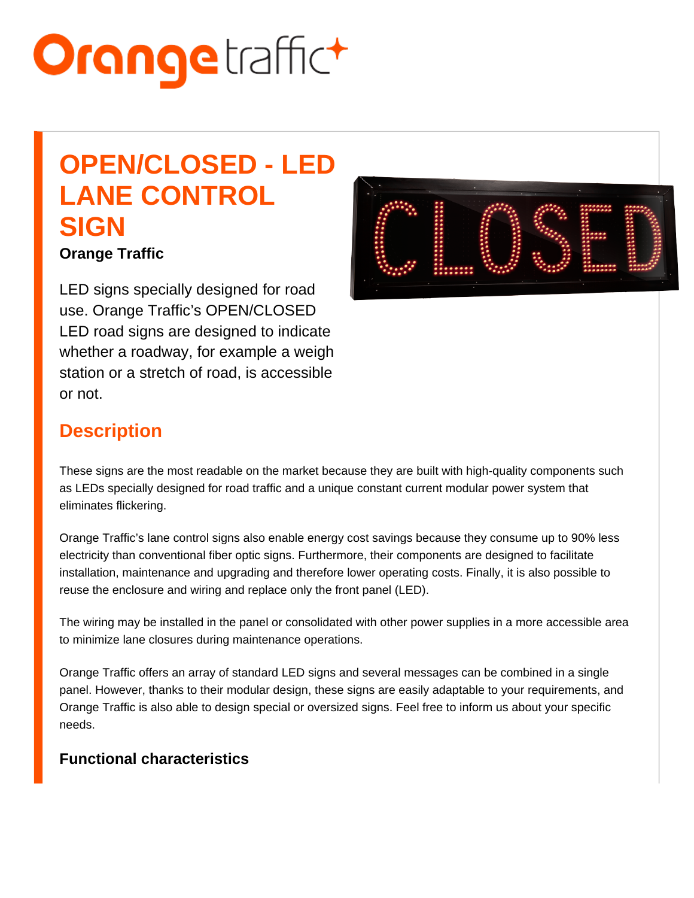# OPEN/CLOSED - LED LANE CONTROL SIGN

**Orange Traffic**

LED signs specially designed for road use. Orange Traffic's OPEN/CLOSED LED road signs are designed to indicate whether a roadway, for example a weigh station or a stretch of road, is accessible or not.

## Description

These signs are the most readable on the market because they are built with high-quality components such as LEDs specially designed for road traffic and a unique constant current modular power system that eliminates flickering.

Orange Traffic's lane control signs also enable energy cost savings because they consume up to 90% less electricity than conventional fiber optic signs. Furthermore, their components are designed to facilitate installation, maintenance and upgrading and therefore lower operating costs. Finally, it is also possible to reuse the enclosure and wiring and replace only the front panel (LED).

The wiring may be installed in the panel or consolidated with other power supplies in a more accessible area to minimize lane closures during maintenance operations.

Orange Traffic offers an array of standard LED signs and several messages can be combined in a single panel. However, thanks to their modular design, these signs are easily adaptable to your requirements, and Orange Traffic is also able to design special or oversized signs. Feel free to inform us about your specific needs.

### Functional characteristics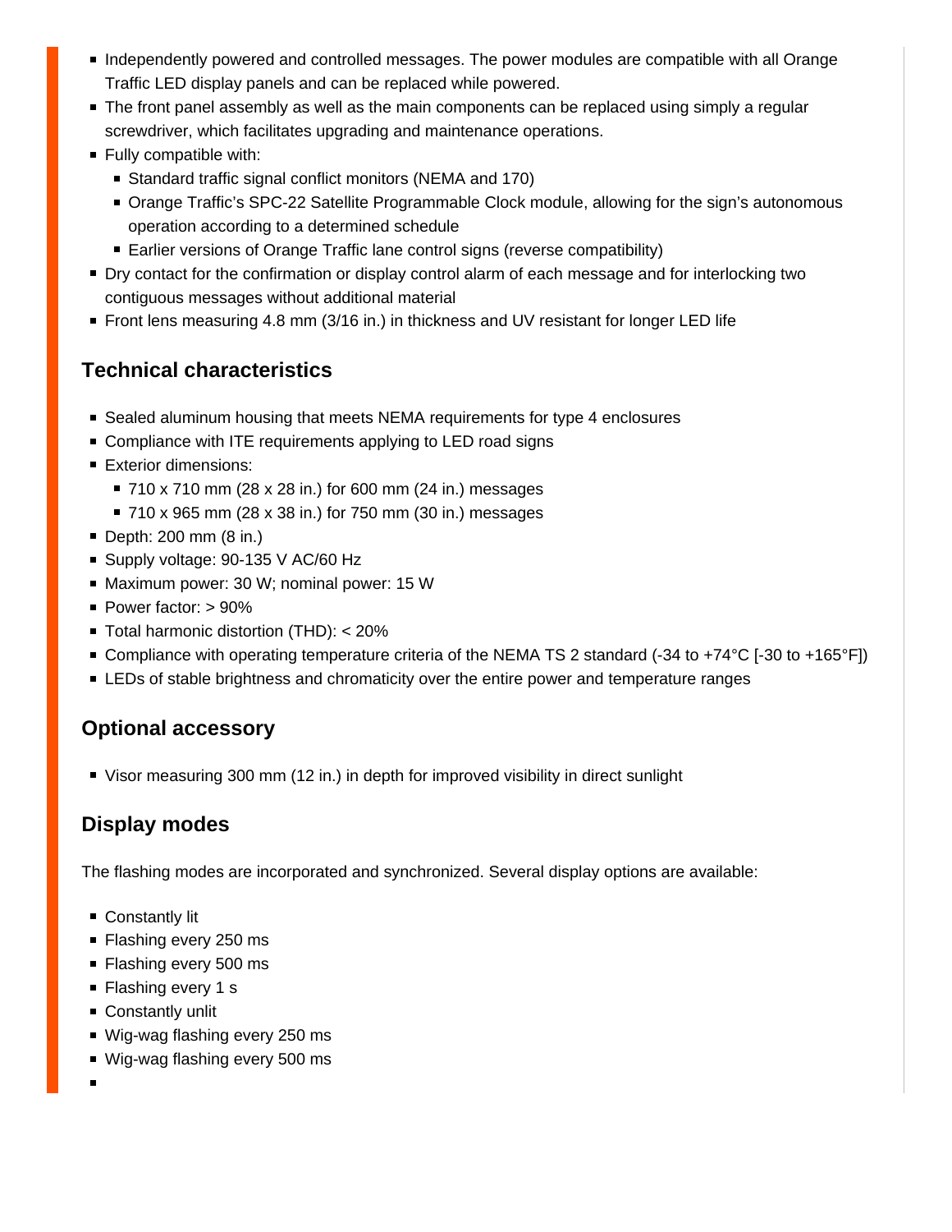- Independently powered and controlled messages. The power modules are compatible with all Orange Traffic LED display panels and can be replaced while powered.
- The front panel assembly as well as the main components can be replaced using simply a regular screwdriver, which facilitates upgrading and maintenance operations.
- Fully compatible with:
  - Standard traffic signal conflict monitors (NEMA and 170)
  - Orange Traffic's SPC-22 Satellite Programmable Clock module, allowing for the sign's autonomous operation according to a determined schedule
  - Earlier versions of Orange Traffic lane control signs (reverse compatibility)
- Dry contact for the confirmation or display control alarm of each message and for interlocking two contiguous messages without additional material
- Front lens measuring 4.8 mm (3/16 in.) in thickness and UV resistant for longer LED life

## Technical characteristics

- Sealed aluminum housing that meets NEMA requirements for type 4 enclosures
- Compliance with ITE requirements applying to LED road signs
- Exterior dimensions:
  - 710 x 710 mm (28 x 28 in.) for 600 mm (24 in.) messages
  - 710 x 965 mm (28 x 38 in.) for 750 mm (30 in.) messages
- Depth: 200 mm (8 in.)
- Supply voltage: 90-135 V AC/60 Hz
- Maximum power: 30 W; nominal power: 15 W
- Power factor: > 90%
- Total harmonic distortion (THD): < 20%
- Compliance with operating temperature criteria of the NEMA TS 2 standard (-34 to +74°C [-30 to +165°F])
- LEDs of stable brightness and chromaticity over the entire power and temperature ranges

## Optional accessory

- Visor measuring 300 mm (12 in.) in depth for improved visibility in direct sunlight

## Display modes

The flashing modes are incorporated and synchronized. Several display options are available:

- Constantly lit
- Flashing every 250 ms
- Flashing every 500 ms
- Flashing every 1 s
- Constantly unlit
- Wig-wag flashing every 250 ms
- Wig-wag flashing every 500 ms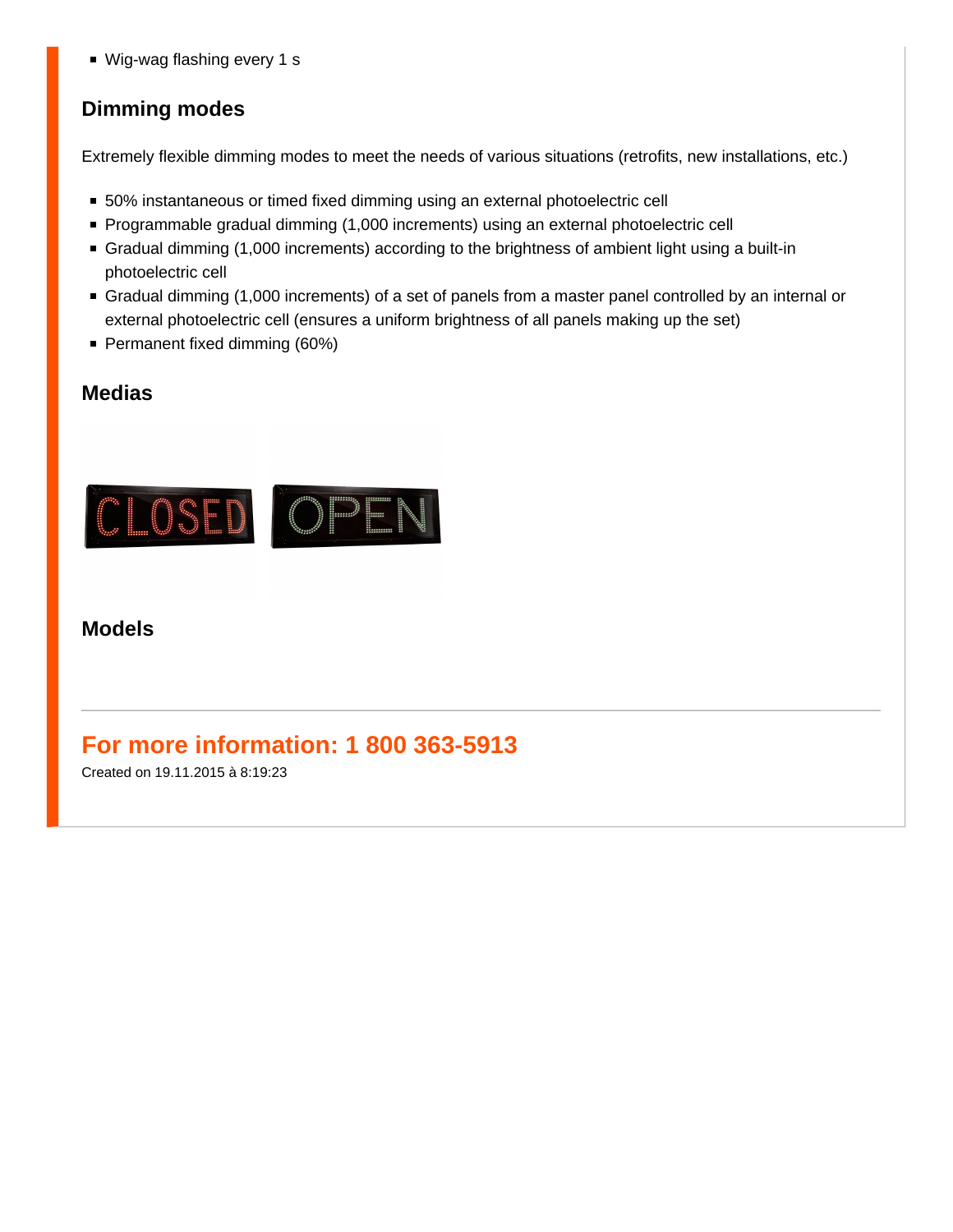- Wig-wag flashing every 1 s

## Dimming modes

Extremely flexible dimming modes to meet the needs of various situations (retrofits, new installations, etc.)

- 50% instantaneous or timed fixed dimming using an external photoelectric cell
- Programmable gradual dimming (1,000 increments) using an external photoelectric cell
- Gradual dimming (1,000 increments) according to the brightness of ambient light using a built-in photoelectric cell
- Gradual dimming (1,000 increments) of a set of panels from a master panel controlled by an internal or external photoelectric cell (ensures a uniform brightness of all panels making up the set)
- Permanent fixed dimming (60%)

## Medias

## Models

---

## For more information: 1 800 363-5913

Created on 19.11.2015 à 8:19:23